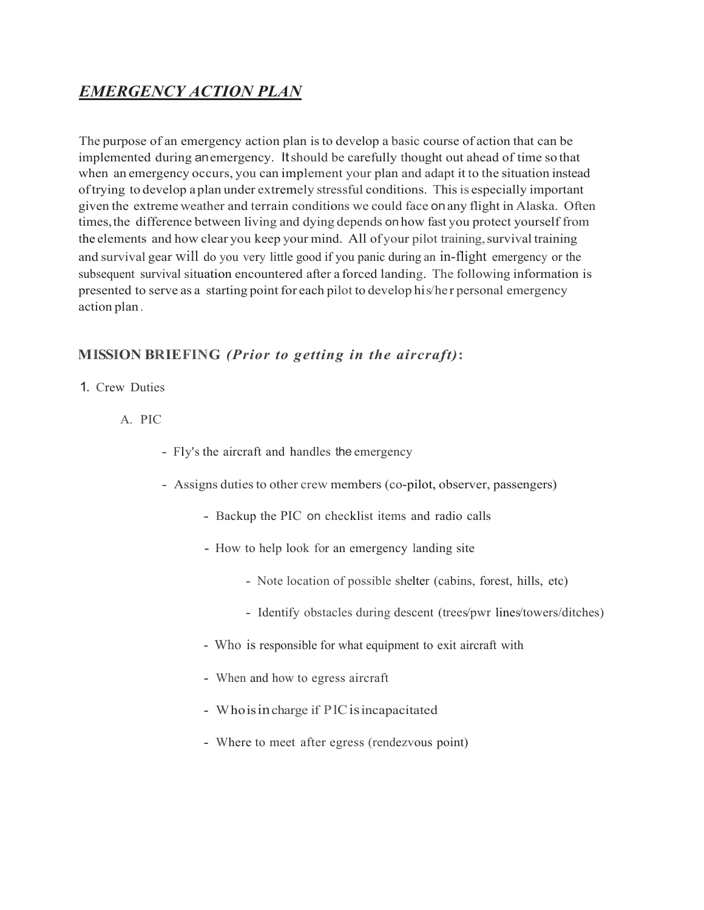# *EMERGENCY ACTION PLAN*

The purpose of an emergency action plan is to develop a basic course of action that can be implemented during an emergency. It should be carefully thought out ahead of time so that when an emergency occurs, you can implement your plan and adapt it to the situation instead of trying to develop a plan under extremely stressful conditions. This is especially important given the extreme weather and terrain conditions we could face on any flight in Alaska. Often times, the difference between living and dying depends on how fast you protect yourself from the elements and how clear you keep your mind. All of your pilot training, survival training and survival gear will do you very little good if you panic during an in-flight emergency or the subsequent survival situation encountered after a forced landing. The following information is presented to serve as a starting point for each pilot to develop his/her personal emergency action plan.

## MISSION BRIEFING *(Prior to getting in the aircraft)*:

1. Crew Duties

   A. PIC

      - Fly's the aircraft and handles the emergency
      - Assigns duties to other crew members (co-pilot, observer, passengers)
         - Backup the PIC on checklist items and radio calls
         - How to help look for an emergency landing site
            - Note location of possible shelter (cabins, forest, hills, etc)
            - Identify obstacles during descent (trees/pwr lines/towers/ditches)
         - Who is responsible for what equipment to exit aircraft with
         - When and how to egress aircraft
         - Who is in charge if PIC is incapacitated
         - Where to meet after egress (rendezvous point)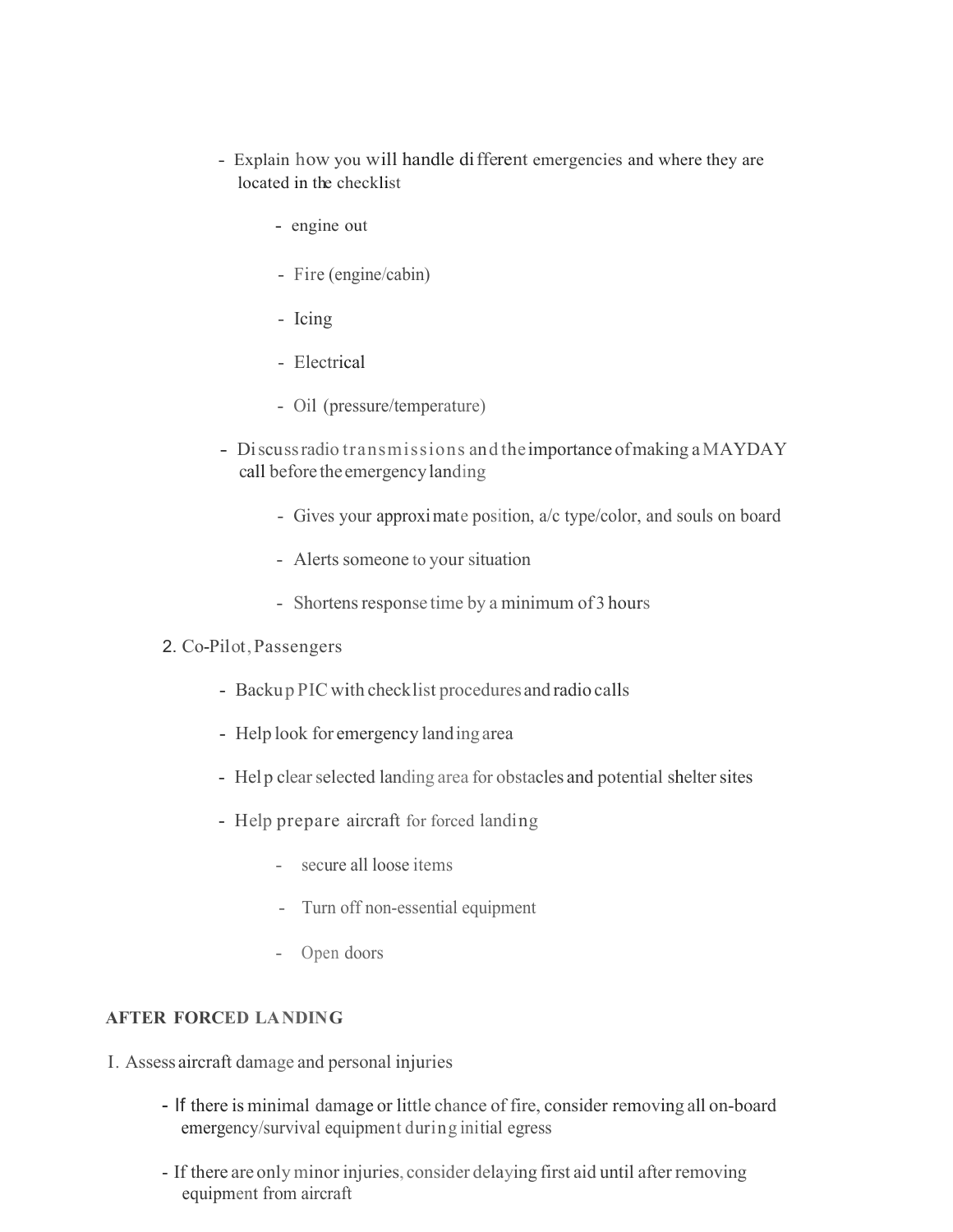- Explain how you will handle different emergencies and where they are located in the checklist
    - engine out
    - Fire (engine/cabin)
    - Icing
    - Electrical
    - Oil (pressure/temperature)
- Discuss radio transmissions and the importance of making a MAYDAY call before the emergency landing
    - Gives your approximate position, a/c type/color, and souls on board
    - Alerts someone to your situation
    - Shortens response time by a minimum of 3 hours

2. Co-Pilot, Passengers

- Backup PIC with checklist procedures and radio calls
- Help look for emergency landing area
- Help clear selected landing area for obstacles and potential shelter sites
- Help prepare aircraft for forced landing
    - secure all loose items
    - Turn off non-essential equipment
    - Open doors

**AFTER FORCED LANDING**

I. Assess aircraft damage and personal injuries

- If there is minimal damage or little chance of fire, consider removing all on-board emergency/survival equipment during initial egress
- If there are only minor injuries, consider delaying first aid until after removing equipment from aircraft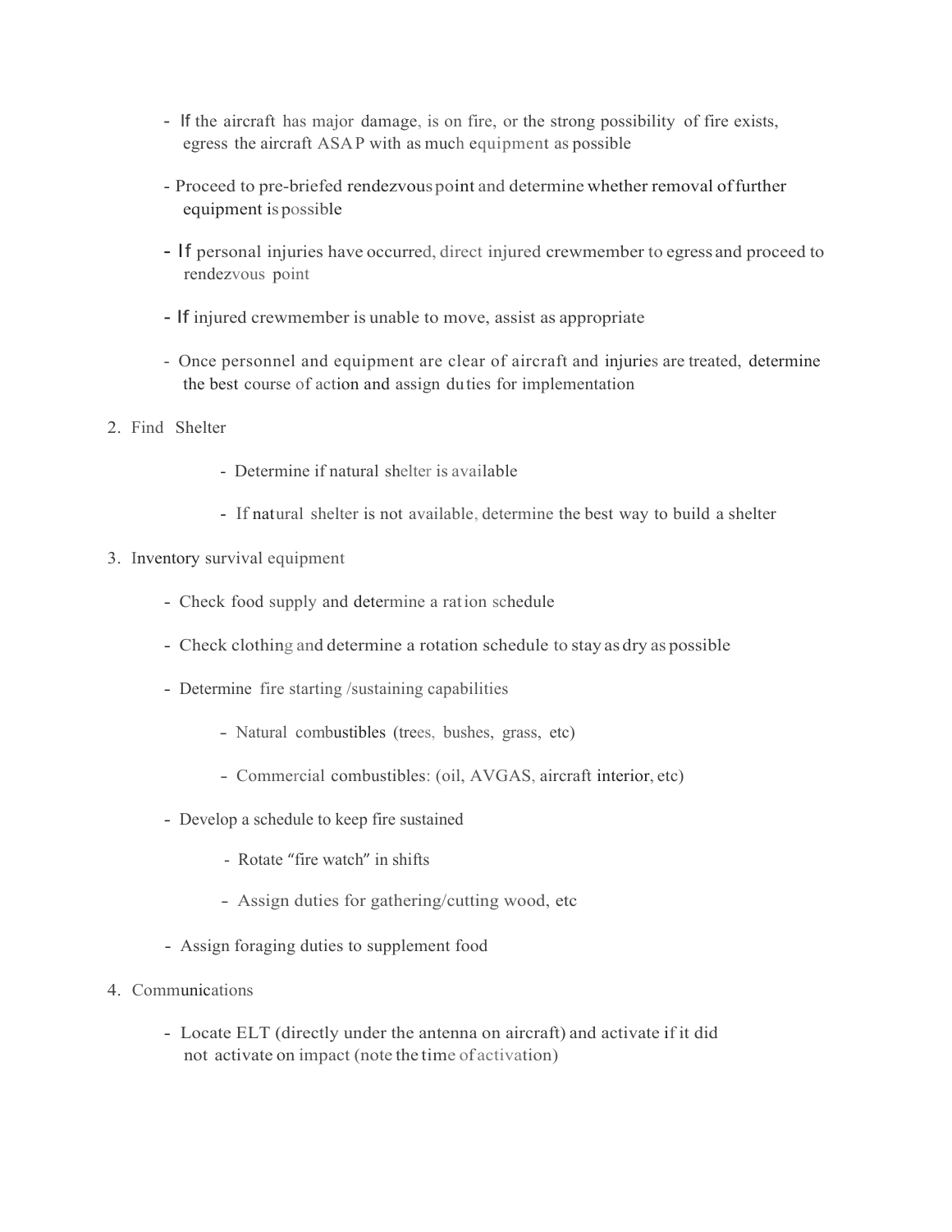- If the aircraft has major damage, is on fire, or the strong possibility of fire exists, egress the aircraft ASAP with as much equipment as possible

- Proceed to pre-briefed rendezvous point and determine whether removal of further equipment is possible

- If personal injuries have occurred, direct injured crewmember to egress and proceed to rendezvous point

- If injured crewmember is unable to move, assist as appropriate

- Once personnel and equipment are clear of aircraft and injuries are treated, determine the best course of action and assign duties for implementation

2. Find Shelter

    - Determine if natural shelter is available

    - If natural shelter is not available, determine the best way to build a shelter

3. Inventory survival equipment

    - Check food supply and determine a ration schedule

    - Check clothing and determine a rotation schedule to stay as dry as possible

    - Determine fire starting /sustaining capabilities

        - Natural combustibles (trees, bushes, grass, etc)

        - Commercial combustibles: (oil, AVGAS, aircraft interior, etc)

    - Develop a schedule to keep fire sustained

        - Rotate "fire watch" in shifts

        - Assign duties for gathering/cutting wood, etc

    - Assign foraging duties to supplement food

4. Communications

    - Locate ELT (directly under the antenna on aircraft) and activate if it did not activate on impact (note the time of activation)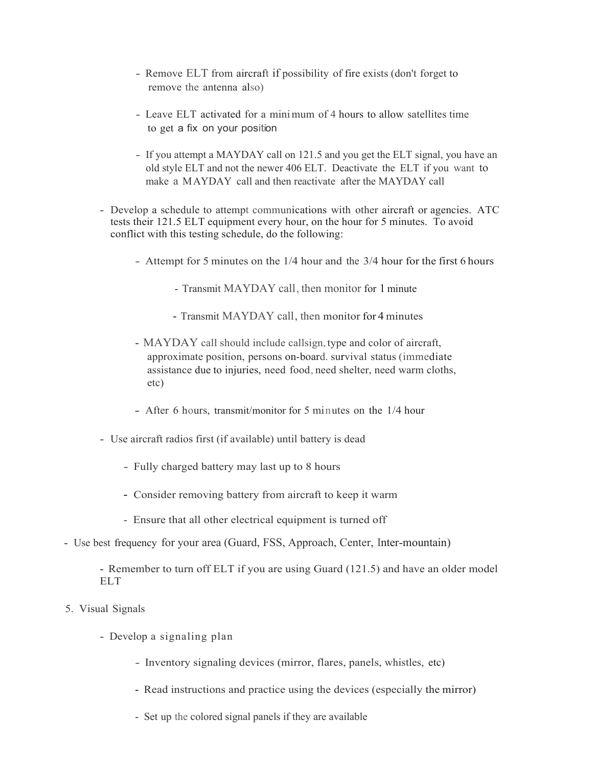- Remove ELT from aircraft if possibility of fire exists (don't forget to remove the antenna also)

- Leave ELT activated for a minimum of 4 hours to allow satellites time to get a fix on your position

- If you attempt a MAYDAY call on 121.5 and you get the ELT signal, you have an old style ELT and not the newer 406 ELT. Deactivate the ELT if you want to make a MAYDAY call and then reactivate after the MAYDAY call

- Develop a schedule to attempt communications with other aircraft or agencies. ATC tests their 121.5 ELT equipment every hour, on the hour for 5 minutes. To avoid conflict with this testing schedule, do the following:

  - Attempt for 5 minutes on the 1/4 hour and the 3/4 hour for the first 6 hours

    - Transmit MAYDAY call, then monitor for 1 minute

    - Transmit MAYDAY call, then monitor for 4 minutes

  - MAYDAY call should include callsign, type and color of aircraft, approximate position, persons on-board. survival status (immediate assistance due to injuries, need food, need shelter, need warm cloths, etc)

  - After 6 hours, transmit/monitor for 5 minutes on the 1/4 hour

- Use aircraft radios first (if available) until battery is dead

  - Fully charged battery may last up to 8 hours

  - Consider removing battery from aircraft to keep it warm

  - Ensure that all other electrical equipment is turned off

- Use best frequency for your area (Guard, FSS, Approach, Center, Inter-mountain)

  - Remember to turn off ELT if you are using Guard (121.5) and have an older model ELT

5. Visual Signals

   - Develop a signaling plan

     - Inventory signaling devices (mirror, flares, panels, whistles, etc)

     - Read instructions and practice using the devices (especially the mirror)

     - Set up the colored signal panels if they are available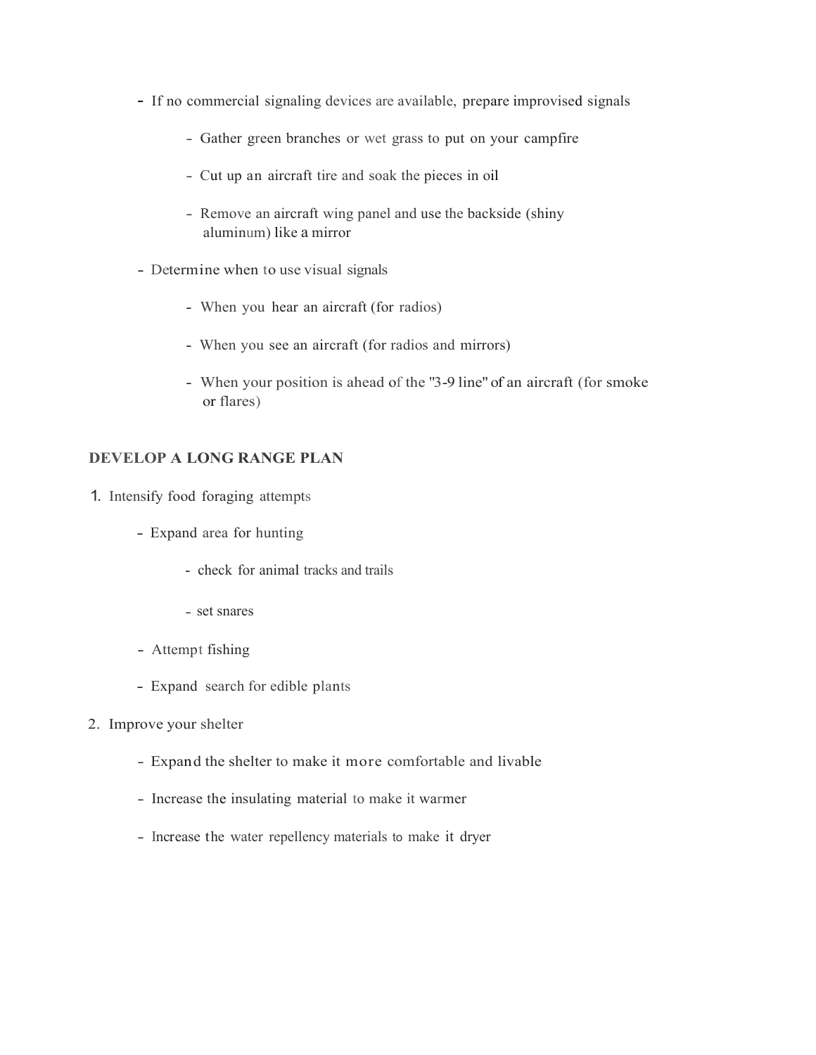- If no commercial signaling devices are available, prepare improvised signals
    - Gather green branches or wet grass to put on your campfire
    - Cut up an aircraft tire and soak the pieces in oil
    - Remove an aircraft wing panel and use the backside (shiny aluminum) like a mirror
- Determine when to use visual signals
    - When you hear an aircraft (for radios)
    - When you see an aircraft (for radios and mirrors)
    - When your position is ahead of the "3-9 line" of an aircraft (for smoke or flares)

**DEVELOP A LONG RANGE PLAN**

1. Intensify food foraging attempts
    - Expand area for hunting
        - check for animal tracks and trails
        - set snares
    - Attempt fishing
    - Expand search for edible plants
2. Improve your shelter
    - Expand the shelter to make it more comfortable and livable
    - Increase the insulating material to make it warmer
    - Increase the water repellency materials to make it dryer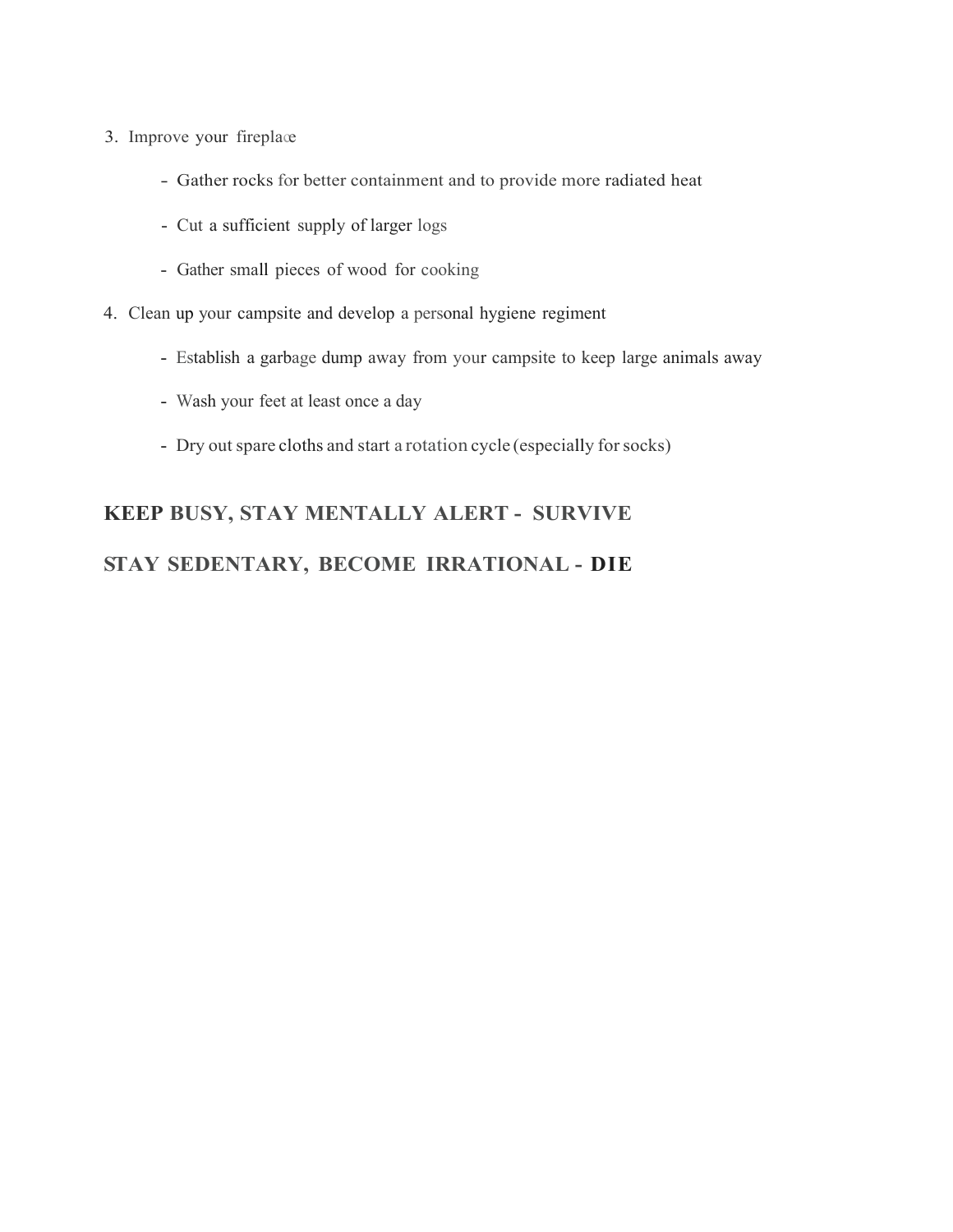3. Improve your fireplace

    - Gather rocks for better containment and to provide more radiated heat

    - Cut a sufficient supply of larger logs

    - Gather small pieces of wood for cooking

4. Clean up your campsite and develop a personal hygiene regiment

    - Establish a garbage dump away from your campsite to keep large animals away

    - Wash your feet at least once a day

    - Dry out spare cloths and start a rotation cycle (especially for socks)

**KEEP BUSY, STAY MENTALLY ALERT - SURVIVE**

**STAY SEDENTARY, BECOME IRRATIONAL - DIE**